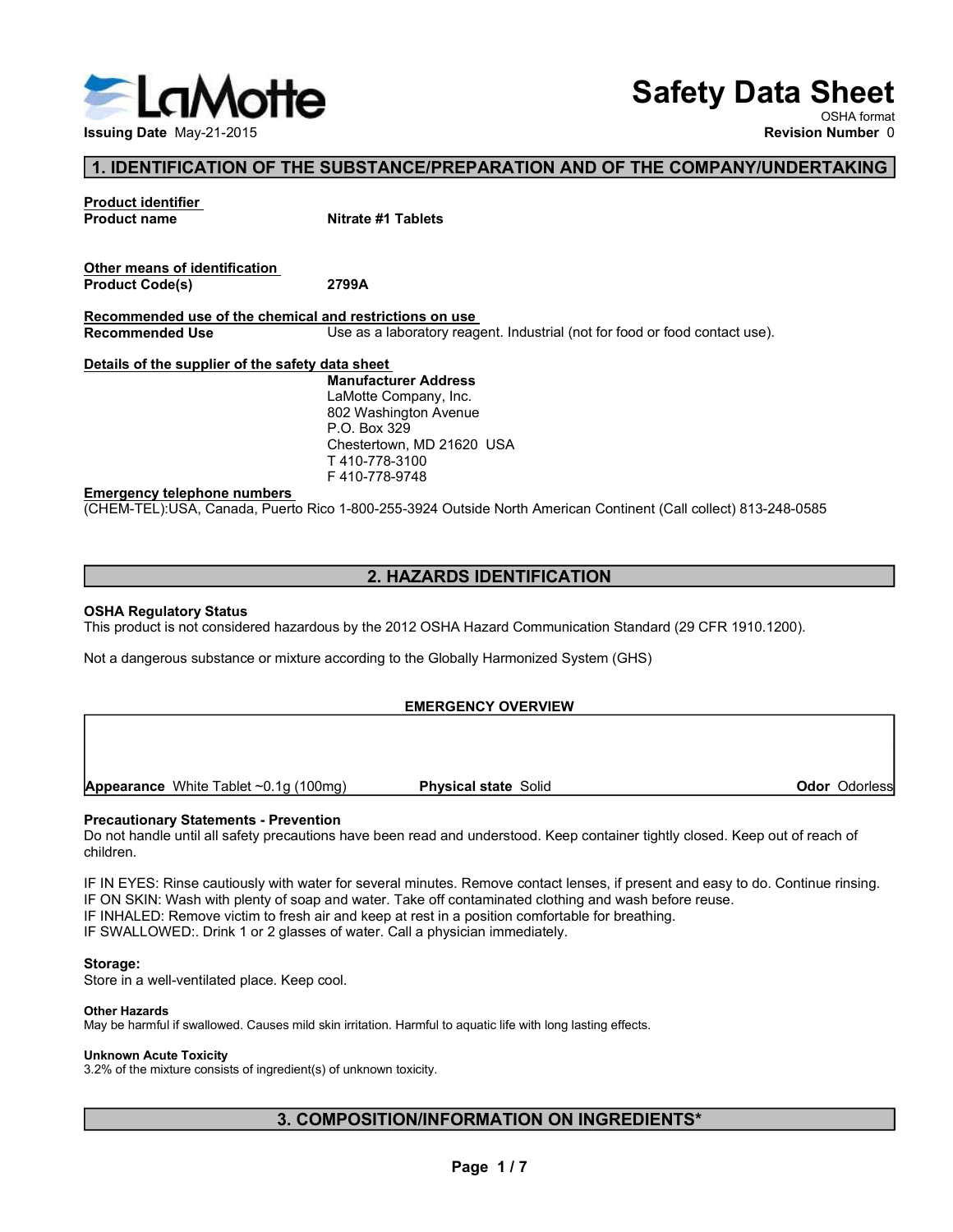LaMotte

# Safety Data Sheet

OSHA format

**Issuing Date** May-21-2015

**Revision Number** 0

## 1. IDENTIFICATION OF THE SUBSTANCE/PREPARATION AND OF THE COMPANY/UNDERTAKING

**Product identifier**

| | |
|---|---|
| **Product name** | **Nitrate #1 Tablets** |

**Other means of identification**

| | |
|---|---|
| **Product Code(s)** | **2799A** |

**Recommended use of the chemical and restrictions on use**

| | |
|---|---|
| **Recommended Use** | Use as a laboratory reagent. Industrial (not for food or food contact use). |

**Details of the supplier of the safety data sheet**

**Manufacturer Address**
LaMotte Company, Inc.
802 Washington Avenue
P.O. Box 329
Chestertown, MD 21620 USA
T 410-778-3100
F 410-778-9748

**Emergency telephone numbers**

(CHEM-TEL):USA, Canada, Puerto Rico 1-800-255-3924 Outside North American Continent (Call collect) 813-248-0585

## 2. HAZARDS IDENTIFICATION

**OSHA Regulatory Status**

This product is not considered hazardous by the 2012 OSHA Hazard Communication Standard (29 CFR 1910.1200).

Not a dangerous substance or mixture according to the Globally Harmonized System (GHS)

**EMERGENCY OVERVIEW**

| **Appearance** White Tablet ~0.1g (100mg) | **Physical state** Solid | **Odor** Odorless |
|---|---|---|

**Precautionary Statements - Prevention**

Do not handle until all safety precautions have been read and understood. Keep container tightly closed. Keep out of reach of children.

IF IN EYES: Rinse cautiously with water for several minutes. Remove contact lenses, if present and easy to do. Continue rinsing.
IF ON SKIN: Wash with plenty of soap and water. Take off contaminated clothing and wash before reuse.
IF INHALED: Remove victim to fresh air and keep at rest in a position comfortable for breathing.
IF SWALLOWED:. Drink 1 or 2 glasses of water. Call a physician immediately.

**Storage:**

Store in a well-ventilated place. Keep cool.

**Other Hazards**

May be harmful if swallowed. Causes mild skin irritation. Harmful to aquatic life with long lasting effects.

**Unknown Acute Toxicity**

3.2% of the mixture consists of ingredient(s) of unknown toxicity.

## 3. COMPOSITION/INFORMATION ON INGREDIENTS*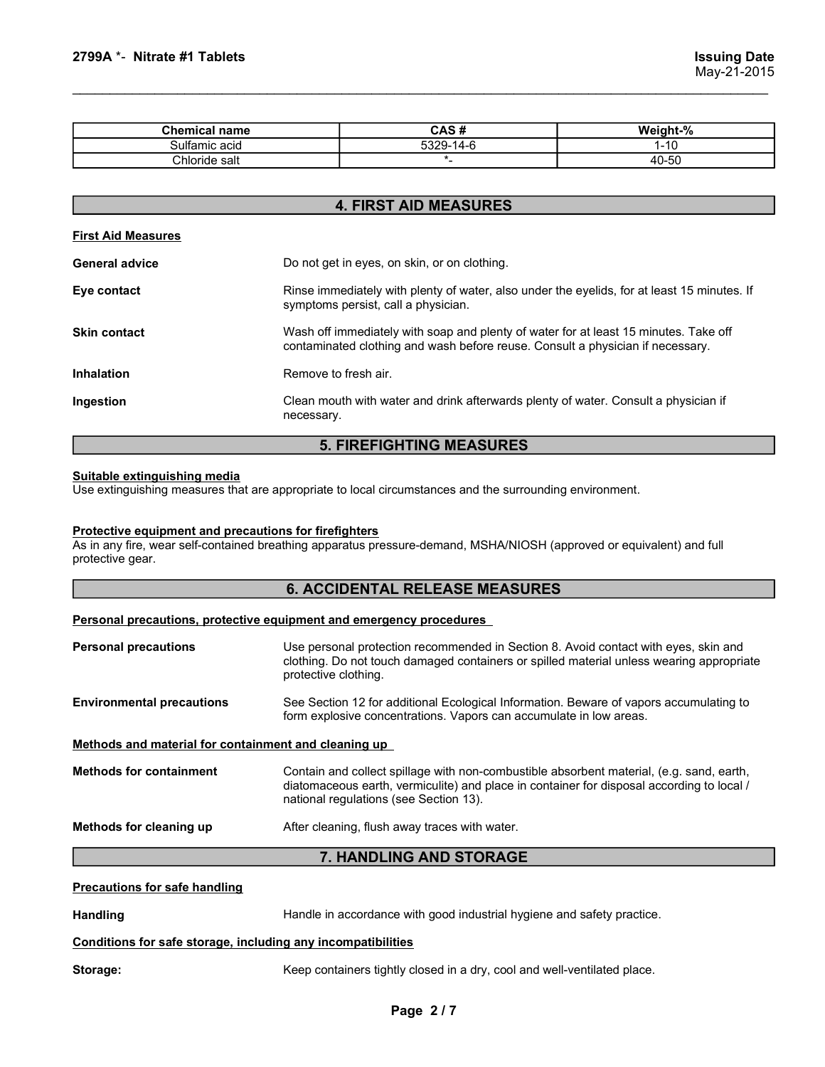| Chemical name | CAS # | Weight-% |
| --- | --- | --- |
| Sulfamic acid | 5329-14-6 | 1-10 |
| Chloride salt | *- | 40-50 |

## 4. FIRST AID MEASURES

**First Aid Measures**

**General advice** Do not get in eyes, on skin, or on clothing.

**Eye contact** Rinse immediately with plenty of water, also under the eyelids, for at least 15 minutes. If symptoms persist, call a physician.

**Skin contact** Wash off immediately with soap and plenty of water for at least 15 minutes. Take off contaminated clothing and wash before reuse. Consult a physician if necessary.

**Inhalation** Remove to fresh air.

**Ingestion** Clean mouth with water and drink afterwards plenty of water. Consult a physician if necessary.

## 5. FIREFIGHTING MEASURES

**Suitable extinguishing media**

Use extinguishing measures that are appropriate to local circumstances and the surrounding environment.

**Protective equipment and precautions for firefighters**

As in any fire, wear self-contained breathing apparatus pressure-demand, MSHA/NIOSH (approved or equivalent) and full protective gear.

## 6. ACCIDENTAL RELEASE MEASURES

**Personal precautions, protective equipment and emergency procedures**

**Personal precautions** Use personal protection recommended in Section 8. Avoid contact with eyes, skin and clothing. Do not touch damaged containers or spilled material unless wearing appropriate protective clothing.

**Environmental precautions** See Section 12 for additional Ecological Information. Beware of vapors accumulating to form explosive concentrations. Vapors can accumulate in low areas.

**Methods and material for containment and cleaning up**

**Methods for containment** Contain and collect spillage with non-combustible absorbent material, (e.g. sand, earth, diatomaceous earth, vermiculite) and place in container for disposal according to local / national regulations (see Section 13).

**Methods for cleaning up** After cleaning, flush away traces with water.

## 7. HANDLING AND STORAGE

**Precautions for safe handling**

**Handling** Handle in accordance with good industrial hygiene and safety practice.

**Conditions for safe storage, including any incompatibilities**

**Storage:** Keep containers tightly closed in a dry, cool and well-ventilated place.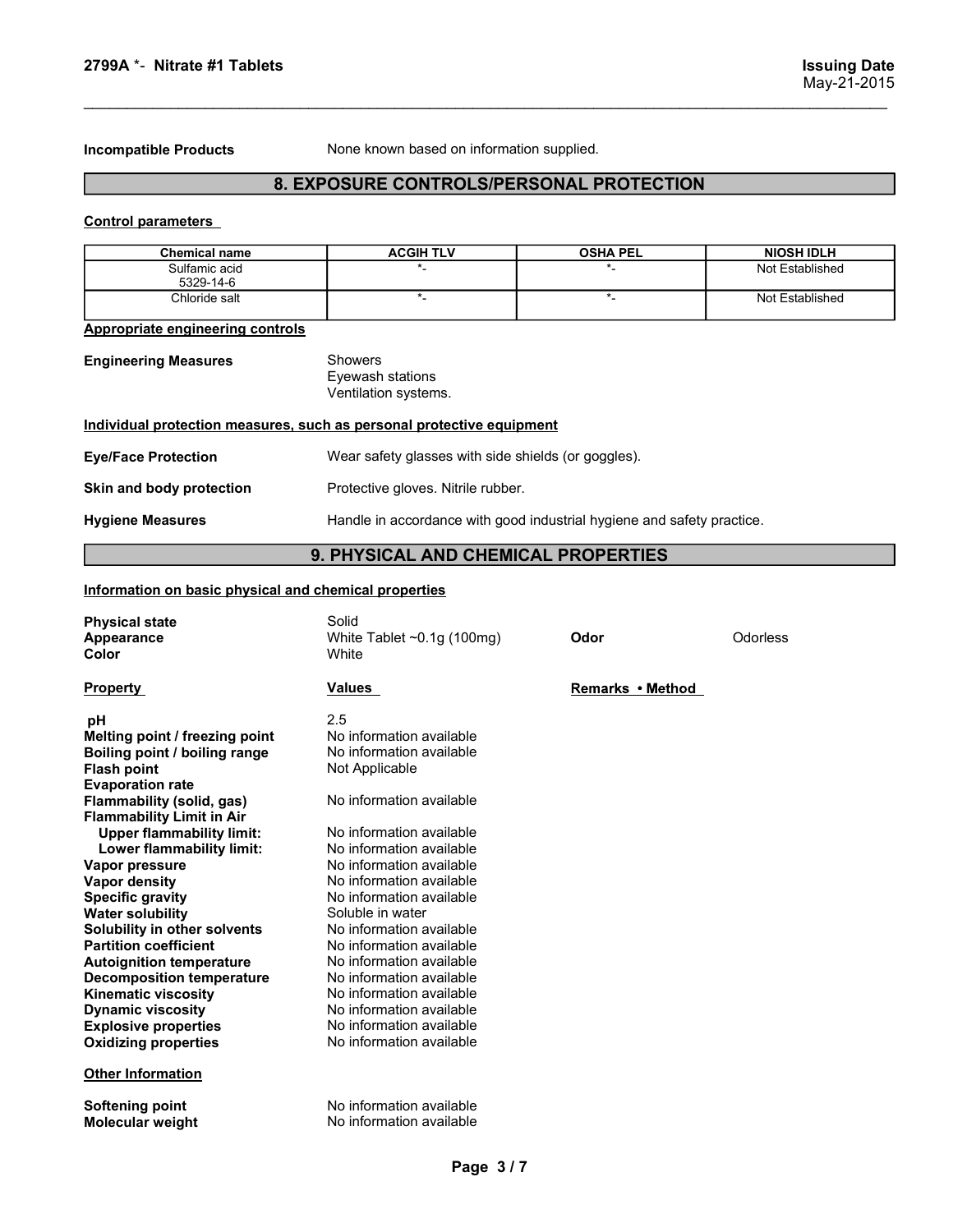**Incompatible Products** None known based on information supplied.

## 8. EXPOSURE CONTROLS/PERSONAL PROTECTION

**Control parameters**

| Chemical name | ACGIH TLV | OSHA PEL | NIOSH IDLH |
|---|---|---|---|
| Sulfamic acid 5329-14-6 | *- | *- | Not Established |
| Chloride salt | *- | *- | Not Established |

**Appropriate engineering controls**

**Engineering Measures**
Showers
Eyewash stations
Ventilation systems.

**Individual protection measures, such as personal protective equipment**

**Eye/Face Protection** Wear safety glasses with side shields (or goggles).

**Skin and body protection** Protective gloves. Nitrile rubber.

**Hygiene Measures** Handle in accordance with good industrial hygiene and safety practice.

## 9. PHYSICAL AND CHEMICAL PROPERTIES

**Information on basic physical and chemical properties**

**Physical state** Solid
**Appearance** White Tablet ~0.1g (100mg) **Odor** Odorless
**Color** White

| Property | Values | Remarks • Method |
|---|---|---|
| **pH** | 2.5 | |
| **Melting point / freezing point** | No information available | |
| **Boiling point / boiling range** | No information available | |
| **Flash point** | Not Applicable | |
| **Evaporation rate** | | |
| **Flammability (solid, gas)** | No information available | |
| **Flammability Limit in Air** | | |
| **Upper flammability limit:** | No information available | |
| **Lower flammability limit:** | No information available | |
| **Vapor pressure** | No information available | |
| **Vapor density** | No information available | |
| **Specific gravity** | No information available | |
| **Water solubility** | Soluble in water | |
| **Solubility in other solvents** | No information available | |
| **Partition coefficient** | No information available | |
| **Autoignition temperature** | No information available | |
| **Decomposition temperature** | No information available | |
| **Kinematic viscosity** | No information available | |
| **Dynamic viscosity** | No information available | |
| **Explosive properties** | No information available | |
| **Oxidizing properties** | No information available | |

**Other Information**

**Softening point** No information available
**Molecular weight** No information available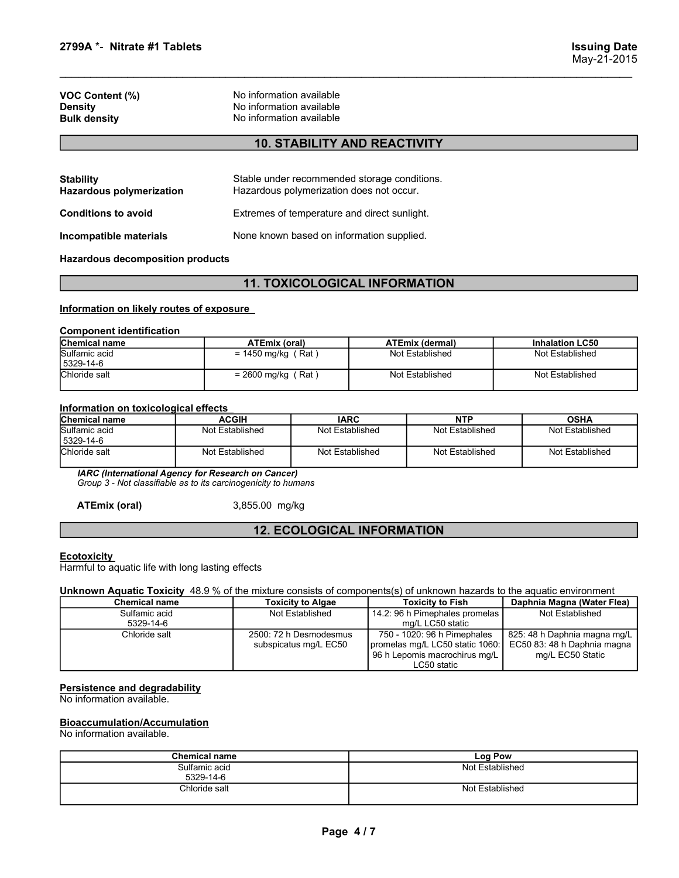| | |
|---|---|
| **VOC Content (%)** | No information available |
| **Density** | No information available |
| **Bulk density** | No information available |

## 10. STABILITY AND REACTIVITY

| | |
|---|---|
| **Stability** | Stable under recommended storage conditions. |
| **Hazardous polymerization** | Hazardous polymerization does not occur. |
| **Conditions to avoid** | Extremes of temperature and direct sunlight. |
| **Incompatible materials** | None known based on information supplied. |

**Hazardous decomposition products**

## 11. TOXICOLOGICAL INFORMATION

**Information on likely routes of exposure**

**Component identification**

| Chemical name | ATEmix (oral) | ATEmix (dermal) | Inhalation LC50 |
|---|---|---|---|
| Sulfamic acid 5329-14-6 | = 1450 mg/kg ( Rat ) | Not Established | Not Established |
| Chloride salt | = 2600 mg/kg ( Rat ) | Not Established | Not Established |

**Information on toxicological effects**

| Chemical name | ACGIH | IARC | NTP | OSHA |
|---|---|---|---|---|
| Sulfamic acid 5329-14-6 | Not Established | Not Established | Not Established | Not Established |
| Chloride salt | Not Established | Not Established | Not Established | Not Established |

*IARC (International Agency for Research on Cancer)*
*Group 3 - Not classifiable as to its carcinogenicity to humans*

**ATEmix (oral)** 3,855.00 mg/kg

## 12. ECOLOGICAL INFORMATION

**Ecotoxicity**
Harmful to aquatic life with long lasting effects

**Unknown Aquatic Toxicity** 48.9 % of the mixture consists of components(s) of unknown hazards to the aquatic environment

| Chemical name | Toxicity to Algae | Toxicity to Fish | Daphnia Magna (Water Flea) |
|---|---|---|---|
| Sulfamic acid 5329-14-6 | Not Established | 14.2: 96 h Pimephales promelas mg/L LC50 static | Not Established |
| Chloride salt | 2500: 72 h Desmodesmus subspicatus mg/L EC50 | 750 - 1020: 96 h Pimephales promelas mg/L LC50 static 1060: 96 h Lepomis macrochirus mg/L LC50 static | 825: 48 h Daphnia magna mg/L EC50 83: 48 h Daphnia magna mg/L EC50 Static |

**Persistence and degradability**
No information available.

**Bioaccumulation/Accumulation**
No information available.

| Chemical name | Log Pow |
|---|---|
| Sulfamic acid 5329-14-6 | Not Established |
| Chloride salt | Not Established |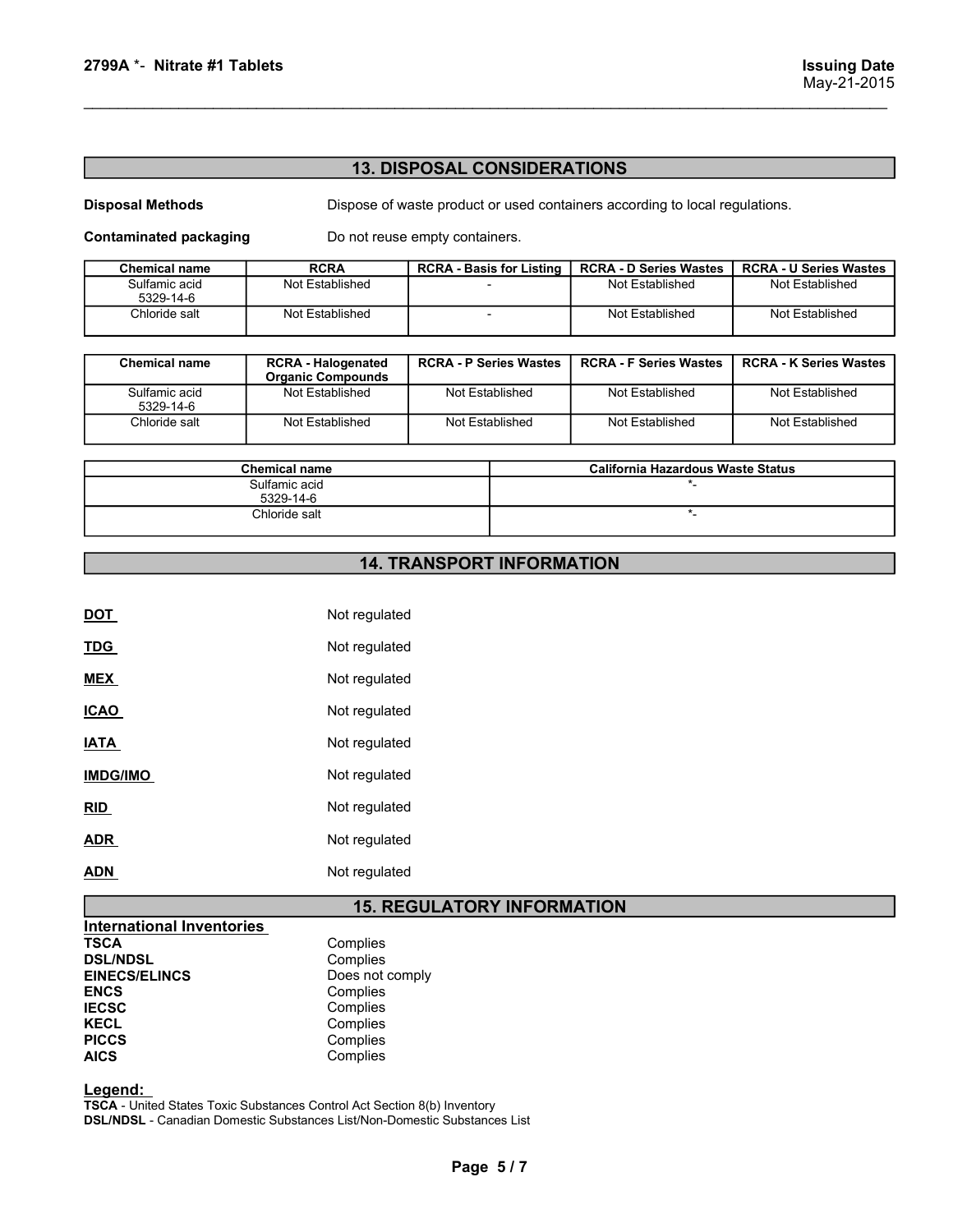## 13. DISPOSAL CONSIDERATIONS

**Disposal Methods** Dispose of waste product or used containers according to local regulations.

**Contaminated packaging** Do not reuse empty containers.

| Chemical name | RCRA | RCRA - Basis for Listing | RCRA - D Series Wastes | RCRA - U Series Wastes |
|---|---|---|---|---|
| Sulfamic acid 5329-14-6 | Not Established | - | Not Established | Not Established |
| Chloride salt | Not Established | - | Not Established | Not Established |

| Chemical name | RCRA - Halogenated Organic Compounds | RCRA - P Series Wastes | RCRA - F Series Wastes | RCRA - K Series Wastes |
|---|---|---|---|---|
| Sulfamic acid 5329-14-6 | Not Established | Not Established | Not Established | Not Established |
| Chloride salt | Not Established | Not Established | Not Established | Not Established |

| Chemical name | California Hazardous Waste Status |
|---|---|
| Sulfamic acid 5329-14-6 | *- |
| Chloride salt | *- |

## 14. TRANSPORT INFORMATION

**DOT** Not regulated

**TDG** Not regulated

**MEX** Not regulated

**ICAO** Not regulated

**IATA** Not regulated

**IMDG/IMO** Not regulated

**RID** Not regulated

**ADR** Not regulated

**ADN** Not regulated

## 15. REGULATORY INFORMATION

**International Inventories**

| | |
|---|---|
| **TSCA** | Complies |
| **DSL/NDSL** | Complies |
| **EINECS/ELINCS** | Does not comply |
| **ENCS** | Complies |
| **IECSC** | Complies |
| **KECL** | Complies |
| **PICCS** | Complies |
| **AICS** | Complies |

**Legend:**

**TSCA** - United States Toxic Substances Control Act Section 8(b) Inventory
**DSL/NDSL** - Canadian Domestic Substances List/Non-Domestic Substances List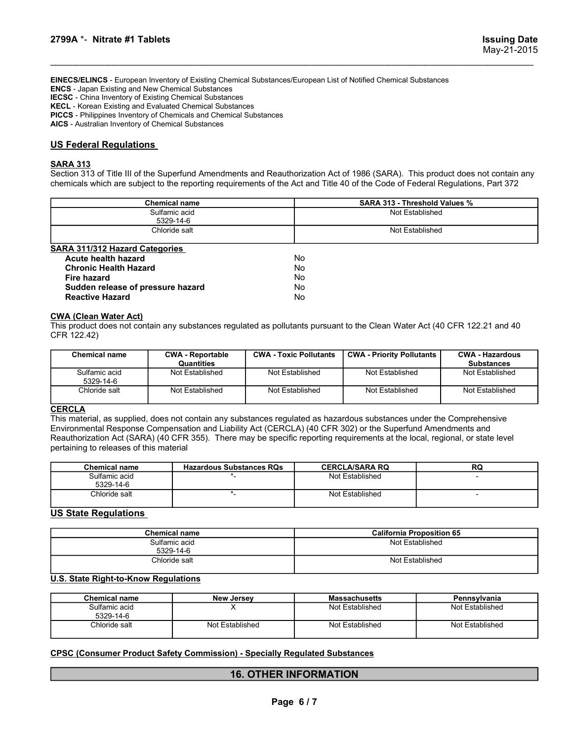EINECS/ELINCS - European Inventory of Existing Chemical Substances/European List of Notified Chemical Substances
ENCS - Japan Existing and New Chemical Substances
IECSC - China Inventory of Existing Chemical Substances
KECL - Korean Existing and Evaluated Chemical Substances
PICCS - Philippines Inventory of Chemicals and Chemical Substances
AICS - Australian Inventory of Chemical Substances

## US Federal Regulations

### SARA 313

Section 313 of Title III of the Superfund Amendments and Reauthorization Act of 1986 (SARA). This product does not contain any chemicals which are subject to the reporting requirements of the Act and Title 40 of the Code of Federal Regulations, Part 372

| Chemical name | SARA 313 - Threshold Values % |
|---|---|
| Sulfamic acid 5329-14-6 | Not Established |
| Chloride salt | Not Established |

### SARA 311/312 Hazard Categories

| | |
|---|---|
| **Acute health hazard** | No |
| **Chronic Health Hazard** | No |
| **Fire hazard** | No |
| **Sudden release of pressure hazard** | No |
| **Reactive Hazard** | No |

### CWA (Clean Water Act)

This product does not contain any substances regulated as pollutants pursuant to the Clean Water Act (40 CFR 122.21 and 40 CFR 122.42)

| Chemical name | CWA - Reportable Quantities | CWA - Toxic Pollutants | CWA - Priority Pollutants | CWA - Hazardous Substances |
|---|---|---|---|---|
| Sulfamic acid 5329-14-6 | Not Established | Not Established | Not Established | Not Established |
| Chloride salt | Not Established | Not Established | Not Established | Not Established |

### CERCLA

This material, as supplied, does not contain any substances regulated as hazardous substances under the Comprehensive Environmental Response Compensation and Liability Act (CERCLA) (40 CFR 302) or the Superfund Amendments and Reauthorization Act (SARA) (40 CFR 355). There may be specific reporting requirements at the local, regional, or state level pertaining to releases of this material

| Chemical name | Hazardous Substances RQs | CERCLA/SARA RQ | RQ |
|---|---|---|---|
| Sulfamic acid 5329-14-6 | *- | Not Established | - |
| Chloride salt | *- | Not Established | - |

## US State Regulations

| Chemical name | California Proposition 65 |
|---|---|
| Sulfamic acid 5329-14-6 | Not Established |
| Chloride salt | Not Established |

### U.S. State Right-to-Know Regulations

| Chemical name | New Jersey | Massachusetts | Pennsylvania |
|---|---|---|---|
| Sulfamic acid 5329-14-6 | X | Not Established | Not Established |
| Chloride salt | Not Established | Not Established | Not Established |

### CPSC (Consumer Product Safety Commission) - Specially Regulated Substances

## 16. OTHER INFORMATION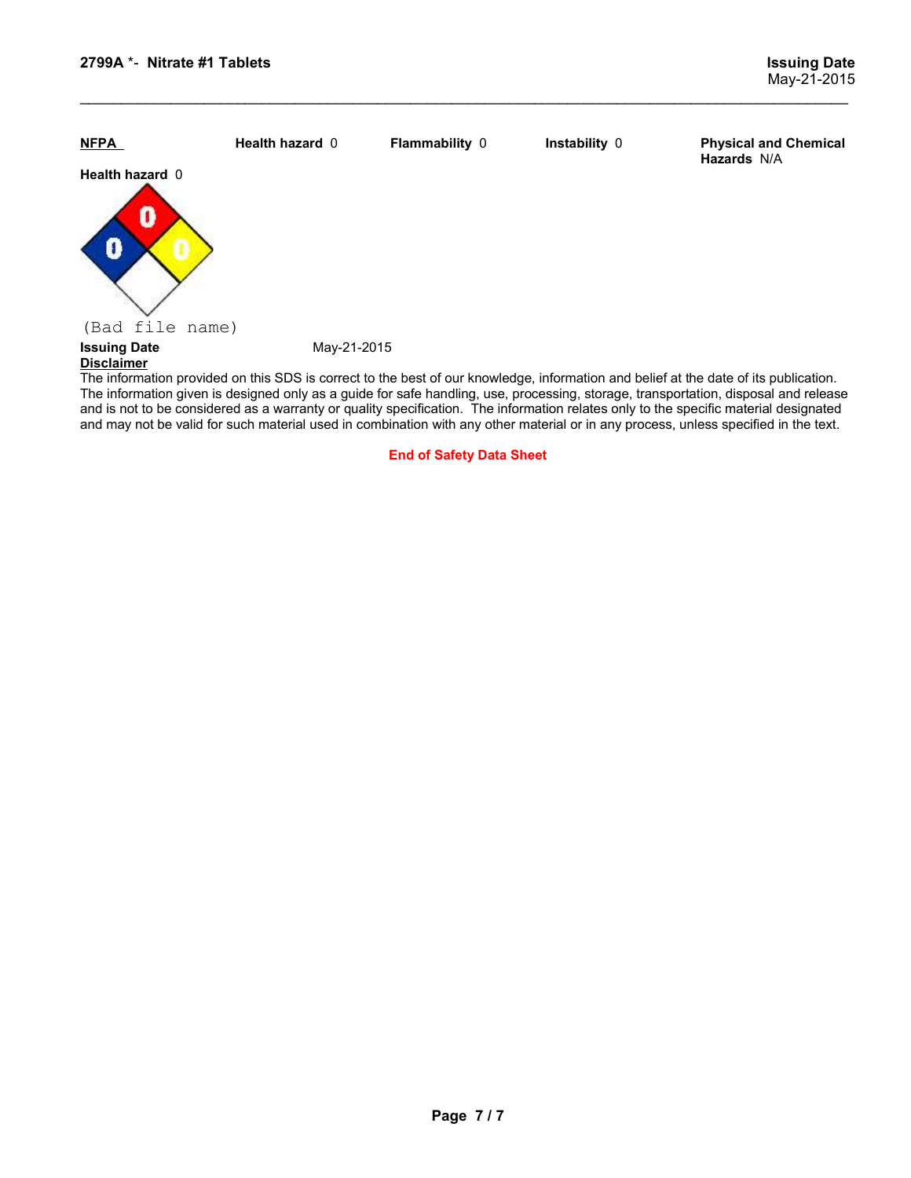**NFPA**

**Health hazard** 0 | **Flammability** 0 | **Instability** 0 | **Physical and Chemical Hazards** N/A

**Health hazard** 0

(Bad file name)

**Issuing Date** May-21-2015

**Disclaimer**

The information provided on this SDS is correct to the best of our knowledge, information and belief at the date of its publication. The information given is designed only as a guide for safe handling, use, processing, storage, transportation, disposal and release and is not to be considered as a warranty or quality specification. The information relates only to the specific material designated and may not be valid for such material used in combination with any other material or in any process, unless specified in the text.

**End of Safety Data Sheet**